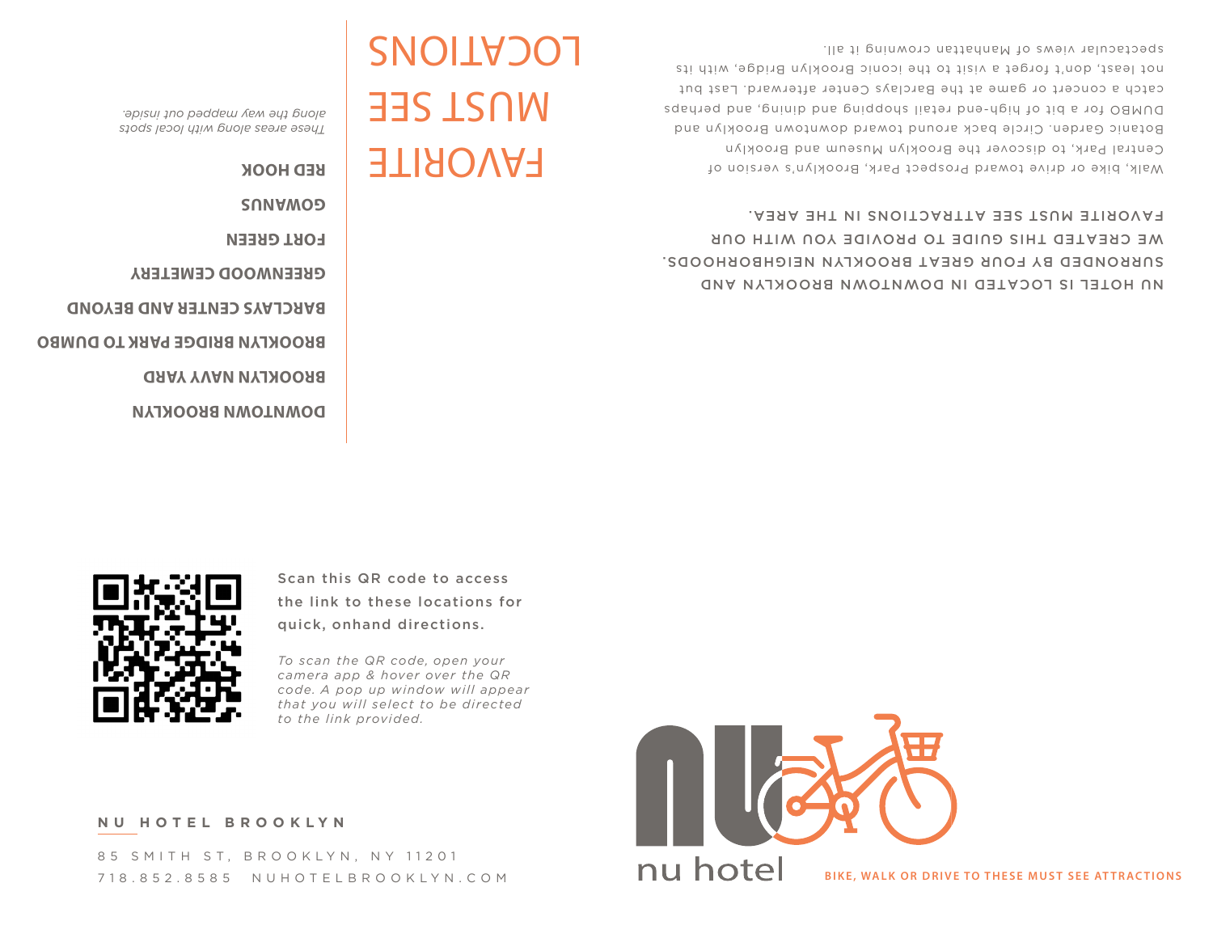# FAVORITE MUST SEE LOCATIONS

NU HOTEL IS LOCATED IN DOWNTOWN BROOKLYN AND SURROUNDED BY FOUR GREAT BROOKLYN NEIGHBORHOODS. WE CREATED THIS GUIDE TO PROVIDE YOU WITH OUR FAVORITE MUST SEE ATTRACTIONS IN THE AREA.

Walk, bike or drive toward Prospect Park, Brooklyn's version of Central Park, to discover the Brooklyn Museum and Brooklyn Botanic Garden. Circle back around toward downtown Brooklyn and DUMBO for a bit of high-end retail shopping and dining, and perhaps catch a concert or game at the Barclays Center afterward. Last but not least, don't forget a visit to the iconic Brooklyn Bridge, with its spectacular views of Manhattan crowning it all.

**DOWNTOWN BROOKLYN**

**BROOKLYN NAVY YARD**

**BROOKLYN BRIDGE PARK TO DUMBO**

**BARCLAYS CENTER AND BEYOND**

**GREENWOOD CEMETERY**

**FORT GREEN**

**GOWANUS**

**RED HOOK**

*These areas along with local spots along the way mapped out inside.*

Scan this QR code to access the link to these locations for quick, onhand directions.

*To scan the QR code, open your camera app & hover over the QR code. A pop up window will appear that you will select to be directed to the link provided.*

**NU HOTEL BROOKLYN**

85 SMITH ST, BROOKLYN, NY 11201

718.852.8585 NUHOTELBROOKLYN.COM

nu hotel

**BIKE, WALK OR DRIVE TO THESE MUST SEE ATTRACTIONS**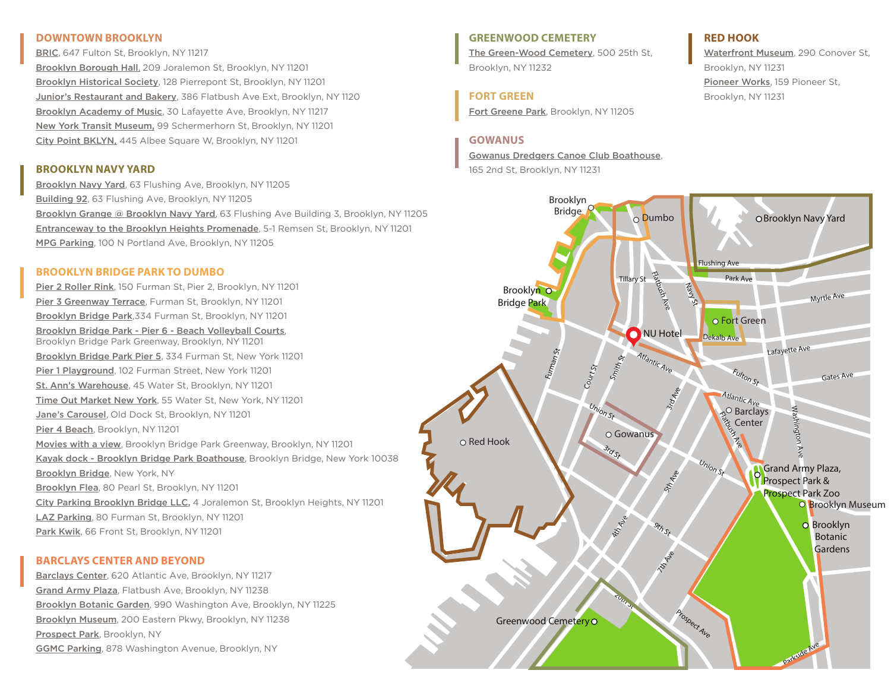## DOWNTOWN BROOKLYN

BRIC, 647 Fulton St, Brooklyn, NY 11217
Brooklyn Borough Hall, 209 Joralemon St, Brooklyn, NY 11201
Brooklyn Historical Society, 128 Pierrepont St, Brooklyn, NY 11201
Junior's Restaurant and Bakery, 386 Flatbush Ave Ext, Brooklyn, NY 1120
Brooklyn Academy of Music, 30 Lafayette Ave, Brooklyn, NY 11217
New York Transit Museum, 99 Schermerhorn St, Brooklyn, NY 11201
City Point BKLYN, 445 Albee Square W, Brooklyn, NY 11201

## BROOKLYN NAVY YARD

Brooklyn Navy Yard, 63 Flushing Ave, Brooklyn, NY 11205
Building 92, 63 Flushing Ave, Brooklyn, NY 11205
Brooklyn Grange @ Brooklyn Navy Yard, 63 Flushing Ave Building 3, Brooklyn, NY 11205
Entranceway to the Brooklyn Heights Promenade, 5-1 Remsen St, Brooklyn, NY 11201
MPG Parking, 100 N Portland Ave, Brooklyn, NY 11205

## BROOKLYN BRIDGE PARK TO DUMBO

Pier 2 Roller Rink, 150 Furman St, Pier 2, Brooklyn, NY 11201
Pier 3 Greenway Terrace, Furman St, Brooklyn, NY 11201
Brooklyn Bridge Park,334 Furman St, Brooklyn, NY 11201
Brooklyn Bridge Park - Pier 6 - Beach Volleyball Courts, Brooklyn Bridge Park Greenway, Brooklyn, NY 11201
Brooklyn Bridge Park Pier 5, 334 Furman St, New York 11201
Pier 1 Playground, 102 Furman Street, New York 11201
St. Ann's Warehouse, 45 Water St, Brooklyn, NY 11201
Time Out Market New York, 55 Water St, New York, NY 11201
Jane's Carousel, Old Dock St, Brooklyn, NY 11201
Pier 4 Beach, Brooklyn, NY 11201
Movies with a view, Brooklyn Bridge Park Greenway, Brooklyn, NY 11201
Kayak dock - Brooklyn Bridge Park Boathouse, Brooklyn Bridge, New York 10038
Brooklyn Bridge, New York, NY
Brooklyn Flea, 80 Pearl St, Brooklyn, NY 11201
City Parking Brooklyn Bridge LLC, 4 Joralemon St, Brooklyn Heights, NY 11201
LAZ Parking, 80 Furman St, Brooklyn, NY 11201
Park Kwik, 66 Front St, Brooklyn, NY 11201

## BARCLAYS CENTER AND BEYOND

Barclays Center, 620 Atlantic Ave, Brooklyn, NY 11217
Grand Army Plaza, Flatbush Ave, Brooklyn, NY 11238
Brooklyn Botanic Garden, 990 Washington Ave, Brooklyn, NY 11225
Brooklyn Museum, 200 Eastern Pkwy, Brooklyn, NY 11238
Prospect Park, Brooklyn, NY
GGMC Parking, 878 Washington Avenue, Brooklyn, NY

## GREENWOOD CEMETERY

The Green-Wood Cemetery, 500 25th St, Brooklyn, NY 11232

## FORT GREEN

Fort Greene Park, Brooklyn, NY 11205

## GOWANUS

Gowanus Dredgers Canoe Club Boathouse, 165 2nd St, Brooklyn, NY 11231

## RED HOOK

Waterfront Museum, 290 Conover St, Brooklyn, NY 11231
Pioneer Works, 159 Pioneer St, Brooklyn, NY 11231

Brooklyn Bridge
Dumbo
Brooklyn Navy Yard
Flushing Ave
Park Ave
Tillary St
Flatbush Ave
Navy St
Myrtle Ave
Brooklyn Bridge Park
Fort Green
Dekalb Ave
NU Hotel
Lafayette Ave
Furman St
Court St
Smith St
Atlantic Ave
Fulton St
Gates Ave
3rd Ave
Atlantic Ave
Barclays Center
Flatbush Ave
Union St
Washington Ave
Red Hook
Gowanus
3rd St
Union St
5th Ave
Grand Army Plaza, Prospect Park & Prospect Park Zoo
Brooklyn Museum
Brooklyn Botanic Gardens
4th Ave
9th St
7th Ave
20th St
Prospect Ave
Greenwood Cemetery
Parkside Ave